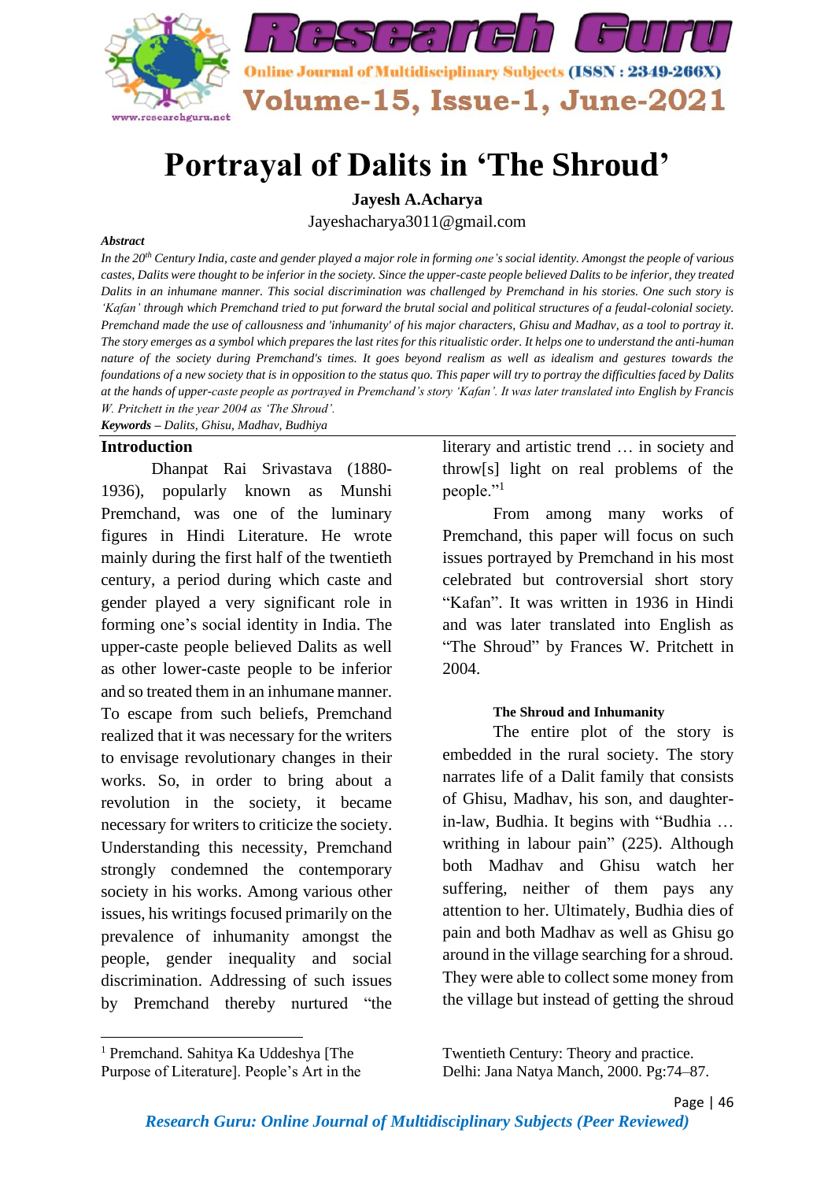# Portrayal of Dalits in 'The Shroud'

**Jayesh A.Acharya**

Jayeshacharya3011@gmail.com

***Abstract***

*In the 20th Century India, caste and gender played a major role in forming one's social identity. Amongst the people of various castes, Dalits were thought to be inferior in the society. Since the upper-caste people believed Dalits to be inferior, they treated Dalits in an inhumane manner. This social discrimination was challenged by Premchand in his stories. One such story is 'Kafan' through which Premchand tried to put forward the brutal social and political structures of a feudal-colonial society. Premchand made the use of callousness and 'inhumanity' of his major characters, Ghisu and Madhav, as a tool to portray it. The story emerges as a symbol which prepares the last rites for this ritualistic order. It helps one to understand the anti-human nature of the society during Premchand's times. It goes beyond realism as well as idealism and gestures towards the foundations of a new society that is in opposition to the status quo. This paper will try to portray the difficulties faced by Dalits at the hands of upper-caste people as portrayed in Premchand's story 'Kafan'. It was later translated into English by Francis W. Pritchett in the year 2004 as 'The Shroud'.*

***Keywords** – Dalits, Ghisu, Madhav, Budhiya*

## Introduction

Dhanpat Rai Srivastava (1880-1936), popularly known as Munshi Premchand, was one of the luminary figures in Hindi Literature. He wrote mainly during the first half of the twentieth century, a period during which caste and gender played a very significant role in forming one's social identity in India. The upper-caste people believed Dalits as well as other lower-caste people to be inferior and so treated them in an inhumane manner. To escape from such beliefs, Premchand realized that it was necessary for the writers to envisage revolutionary changes in their works. So, in order to bring about a revolution in the society, it became necessary for writers to criticize the society. Understanding this necessity, Premchand strongly condemned the contemporary society in his works. Among various other issues, his writings focused primarily on the prevalence of inhumanity amongst the people, gender inequality and social discrimination. Addressing of such issues by Premchand thereby nurtured "the literary and artistic trend … in society and throw[s] light on real problems of the people."[1]

From among many works of Premchand, this paper will focus on such issues portrayed by Premchand in his most celebrated but controversial short story "Kafan". It was written in 1936 in Hindi and was later translated into English as "The Shroud" by Frances W. Pritchett in 2004.

### The Shroud and Inhumanity

The entire plot of the story is embedded in the rural society. The story narrates life of a Dalit family that consists of Ghisu, Madhav, his son, and daughter-in-law, Budhia. It begins with "Budhia … writhing in labour pain" (225). Although both Madhav and Ghisu watch her suffering, neither of them pays any attention to her. Ultimately, Budhia dies of pain and both Madhav as well as Ghisu go around in the village searching for a shroud. They were able to collect some money from the village but instead of getting the shroud

---

[1] Premchand. Sahitya Ka Uddeshya [The Purpose of Literature]. People's Art in the Twentieth Century: Theory and practice. Delhi: Jana Natya Manch, 2000. Pg:74–87.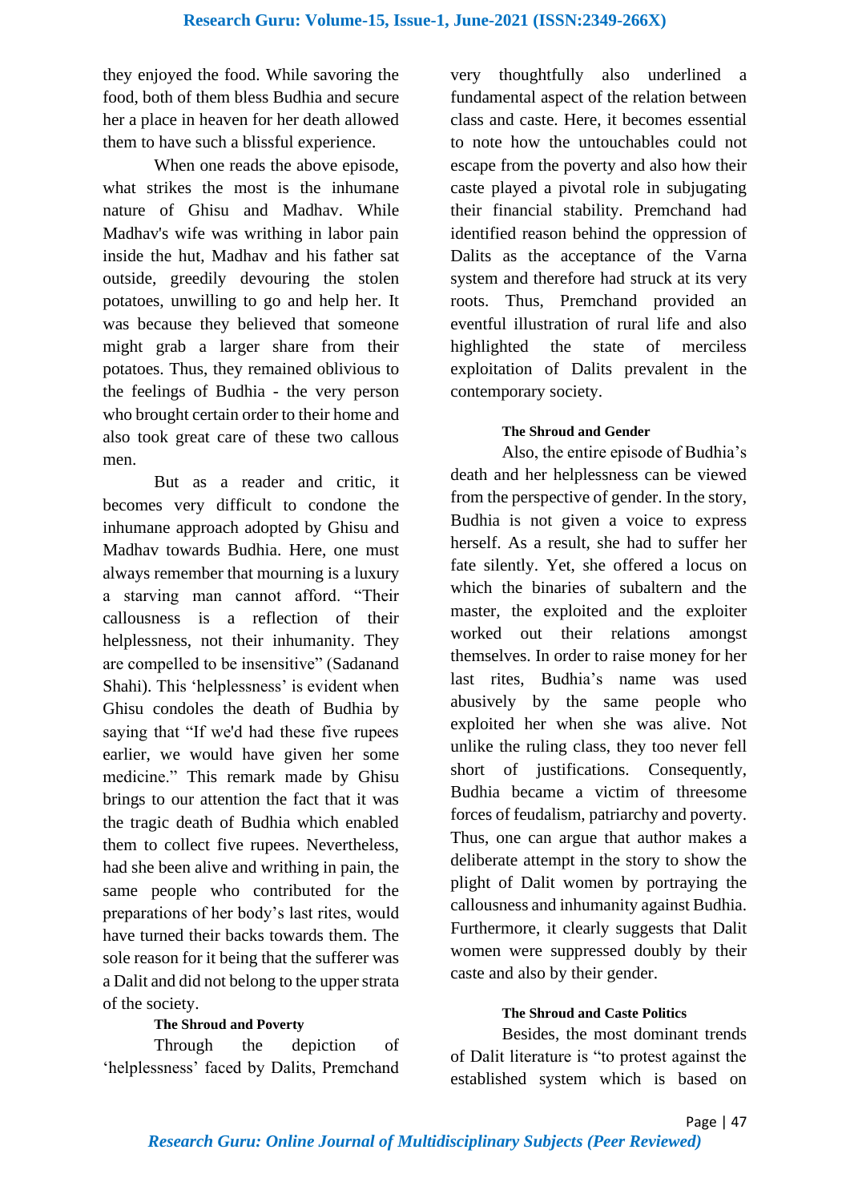they enjoyed the food. While savoring the food, both of them bless Budhia and secure her a place in heaven for her death allowed them to have such a blissful experience.

When one reads the above episode, what strikes the most is the inhumane nature of Ghisu and Madhav. While Madhav's wife was writhing in labor pain inside the hut, Madhav and his father sat outside, greedily devouring the stolen potatoes, unwilling to go and help her. It was because they believed that someone might grab a larger share from their potatoes. Thus, they remained oblivious to the feelings of Budhia - the very person who brought certain order to their home and also took great care of these two callous men.

But as a reader and critic, it becomes very difficult to condone the inhumane approach adopted by Ghisu and Madhav towards Budhia. Here, one must always remember that mourning is a luxury a starving man cannot afford. "Their callousness is a reflection of their helplessness, not their inhumanity. They are compelled to be insensitive" (Sadanand Shahi). This 'helplessness' is evident when Ghisu condoles the death of Budhia by saying that "If we'd had these five rupees earlier, we would have given her some medicine." This remark made by Ghisu brings to our attention the fact that it was the tragic death of Budhia which enabled them to collect five rupees. Nevertheless, had she been alive and writhing in pain, the same people who contributed for the preparations of her body's last rites, would have turned their backs towards them. The sole reason for it being that the sufferer was a Dalit and did not belong to the upper strata of the society.

**The Shroud and Poverty**

Through the depiction of 'helplessness' faced by Dalits, Premchand very thoughtfully also underlined a fundamental aspect of the relation between class and caste. Here, it becomes essential to note how the untouchables could not escape from the poverty and also how their caste played a pivotal role in subjugating their financial stability. Premchand had identified reason behind the oppression of Dalits as the acceptance of the Varna system and therefore had struck at its very roots. Thus, Premchand provided an eventful illustration of rural life and also highlighted the state of merciless exploitation of Dalits prevalent in the contemporary society.

**The Shroud and Gender**

Also, the entire episode of Budhia's death and her helplessness can be viewed from the perspective of gender. In the story, Budhia is not given a voice to express herself. As a result, she had to suffer her fate silently. Yet, she offered a locus on which the binaries of subaltern and the master, the exploited and the exploiter worked out their relations amongst themselves. In order to raise money for her last rites, Budhia's name was used abusively by the same people who exploited her when she was alive. Not unlike the ruling class, they too never fell short of justifications. Consequently, Budhia became a victim of threesome forces of feudalism, patriarchy and poverty. Thus, one can argue that author makes a deliberate attempt in the story to show the plight of Dalit women by portraying the callousness and inhumanity against Budhia. Furthermore, it clearly suggests that Dalit women were suppressed doubly by their caste and also by their gender.

**The Shroud and Caste Politics**

Besides, the most dominant trends of Dalit literature is "to protest against the established system which is based on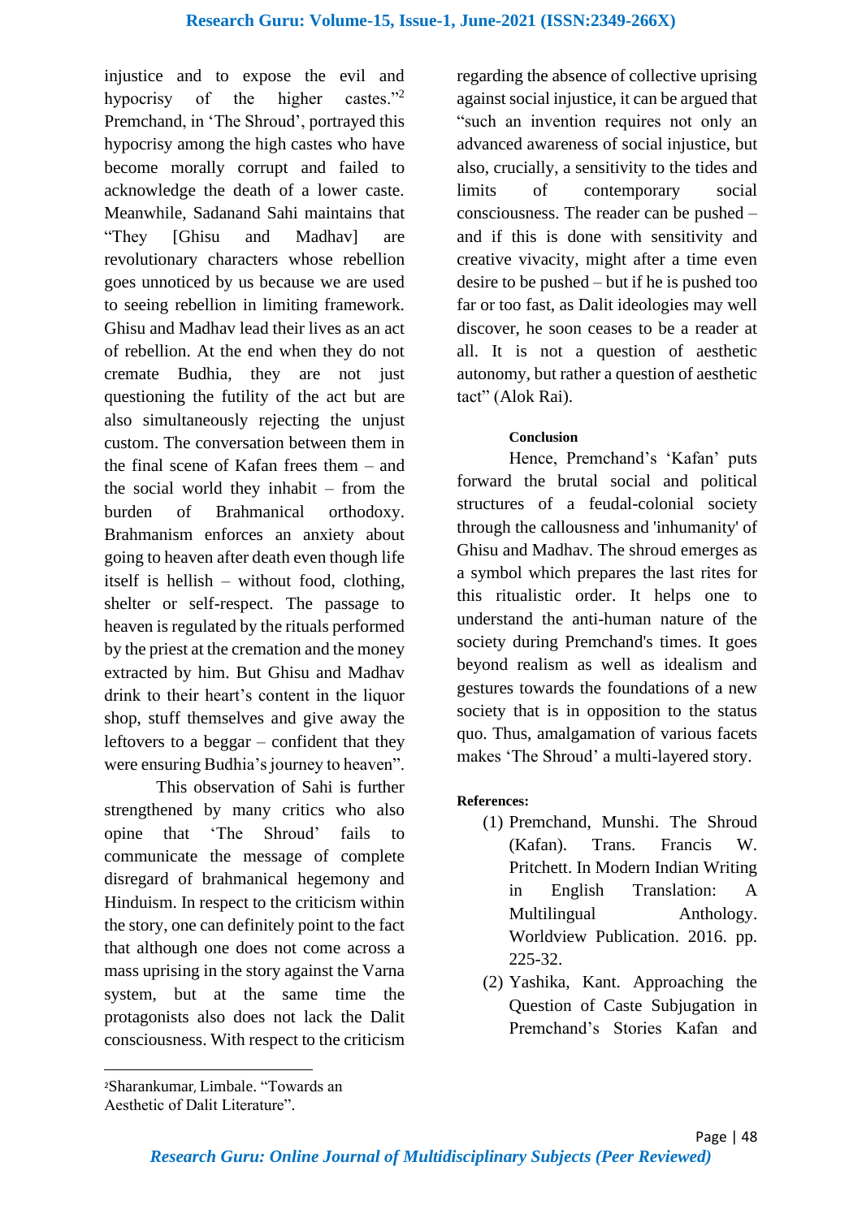injustice and to expose the evil and hypocrisy of the higher castes."[2] Premchand, in 'The Shroud', portrayed this hypocrisy among the high castes who have become morally corrupt and failed to acknowledge the death of a lower caste. Meanwhile, Sadanand Sahi maintains that "They [Ghisu and Madhav] are revolutionary characters whose rebellion goes unnoticed by us because we are used to seeing rebellion in limiting framework. Ghisu and Madhav lead their lives as an act of rebellion. At the end when they do not cremate Budhia, they are not just questioning the futility of the act but are also simultaneously rejecting the unjust custom. The conversation between them in the final scene of Kafan frees them – and the social world they inhabit – from the burden of Brahmanical orthodoxy. Brahmanism enforces an anxiety about going to heaven after death even though life itself is hellish – without food, clothing, shelter or self-respect. The passage to heaven is regulated by the rituals performed by the priest at the cremation and the money extracted by him. But Ghisu and Madhav drink to their heart's content in the liquor shop, stuff themselves and give away the leftovers to a beggar – confident that they were ensuring Budhia's journey to heaven".

This observation of Sahi is further strengthened by many critics who also opine that 'The Shroud' fails to communicate the message of complete disregard of brahmanical hegemony and Hinduism. In respect to the criticism within the story, one can definitely point to the fact that although one does not come across a mass uprising in the story against the Varna system, but at the same time the protagonists also does not lack the Dalit consciousness. With respect to the criticism regarding the absence of collective uprising against social injustice, it can be argued that "such an invention requires not only an advanced awareness of social injustice, but also, crucially, a sensitivity to the tides and limits of contemporary social consciousness. The reader can be pushed – and if this is done with sensitivity and creative vivacity, might after a time even desire to be pushed – but if he is pushed too far or too fast, as Dalit ideologies may well discover, he soon ceases to be a reader at all. It is not a question of aesthetic autonomy, but rather a question of aesthetic tact" (Alok Rai).

#### Conclusion

Hence, Premchand's 'Kafan' puts forward the brutal social and political structures of a feudal-colonial society through the callousness and 'inhumanity' of Ghisu and Madhav. The shroud emerges as a symbol which prepares the last rites for this ritualistic order. It helps one to understand the anti-human nature of the society during Premchand's times. It goes beyond realism as well as idealism and gestures towards the foundations of a new society that is in opposition to the status quo. Thus, amalgamation of various facets makes 'The Shroud' a multi-layered story.

**References:**

(1) Premchand, Munshi. The Shroud (Kafan). Trans. Francis W. Pritchett. In Modern Indian Writing in English Translation: A Multilingual Anthology. Worldview Publication. 2016. pp. 225-32.

(2) Yashika, Kant. Approaching the Question of Caste Subjugation in Premchand's Stories Kafan and

---

[2] Sharankumar, Limbale. "Towards an Aesthetic of Dalit Literature".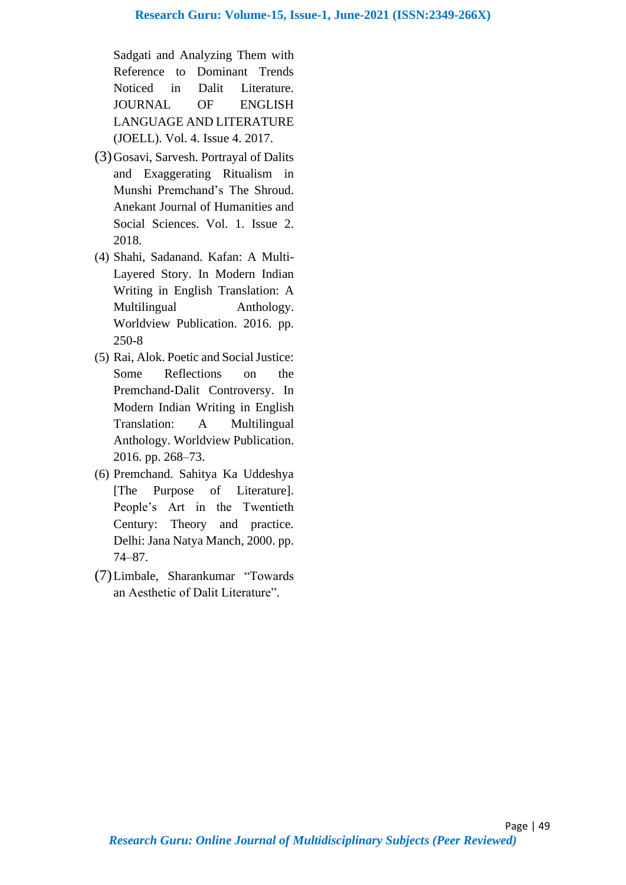Sadgati and Analyzing Them with Reference to Dominant Trends Noticed in Dalit Literature. JOURNAL OF ENGLISH LANGUAGE AND LITERATURE (JOELL). Vol. 4. Issue 4. 2017.

(3) Gosavi, Sarvesh. Portrayal of Dalits and Exaggerating Ritualism in Munshi Premchand's The Shroud. Anekant Journal of Humanities and Social Sciences. Vol. 1. Issue 2. 2018.

(4) Shahi, Sadanand. Kafan: A Multi-Layered Story. In Modern Indian Writing in English Translation: A Multilingual Anthology. Worldview Publication. 2016. pp. 250-8

(5) Rai, Alok. Poetic and Social Justice: Some Reflections on the Premchand-Dalit Controversy. In Modern Indian Writing in English Translation: A Multilingual Anthology. Worldview Publication. 2016. pp. 268–73.

(6) Premchand. Sahitya Ka Uddeshya [The Purpose of Literature]. People's Art in the Twentieth Century: Theory and practice. Delhi: Jana Natya Manch, 2000. pp. 74–87.

(7) Limbale, Sharankumar "Towards an Aesthetic of Dalit Literature".